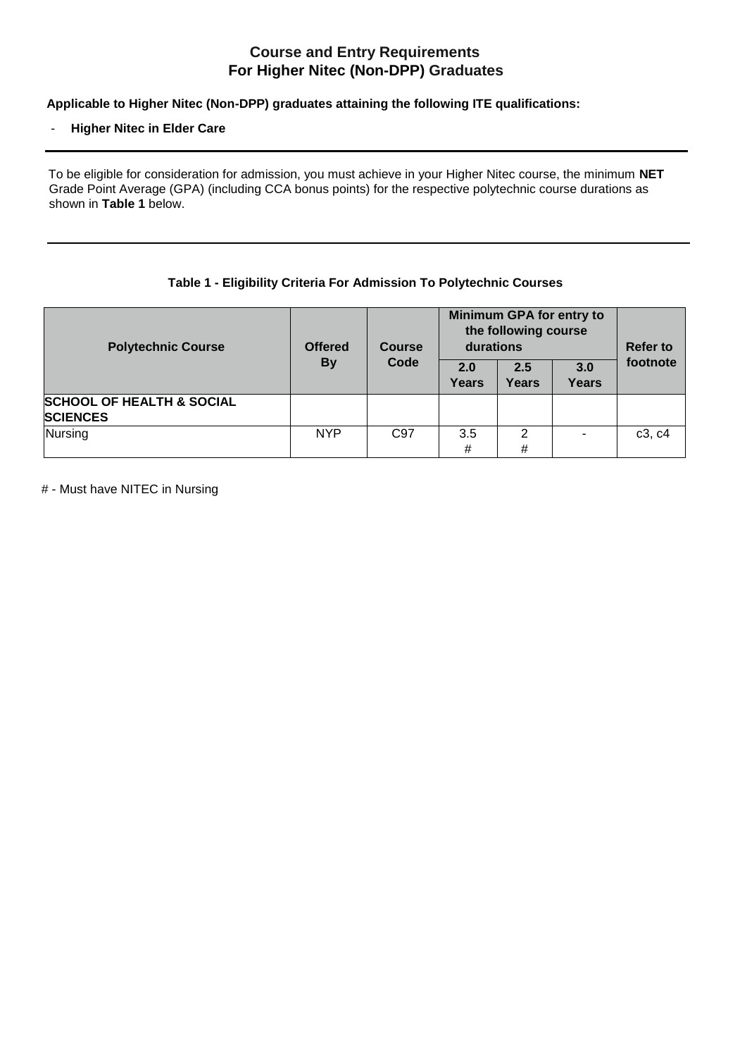# Course and Entry Requirements
# For Higher Nitec (Non-DPP) Graduates

**Applicable to Higher Nitec (Non-DPP) graduates attaining the following ITE qualifications:**

- **Higher Nitec in Elder Care**

---

To be eligible for consideration for admission, you must achieve in your Higher Nitec course, the minimum **NET** Grade Point Average (GPA) (including CCA bonus points) for the respective polytechnic course durations as shown in **Table 1** below.

---

**Table 1 - Eligibility Criteria For Admission To Polytechnic Courses**

| Polytechnic Course | Offered By | Course Code | Minimum GPA for entry to the following course durations | | | Refer to footnote |
|---|---|---|---|---|---|---|
| | | | **2.0 Years** | **2.5 Years** | **3.0 Years** | |
| **SCHOOL OF HEALTH & SOCIAL SCIENCES** | | | | | | |
| Nursing | NYP | C97 | 3.5 # | 2 # | - | c3, c4 |

# - Must have NITEC in Nursing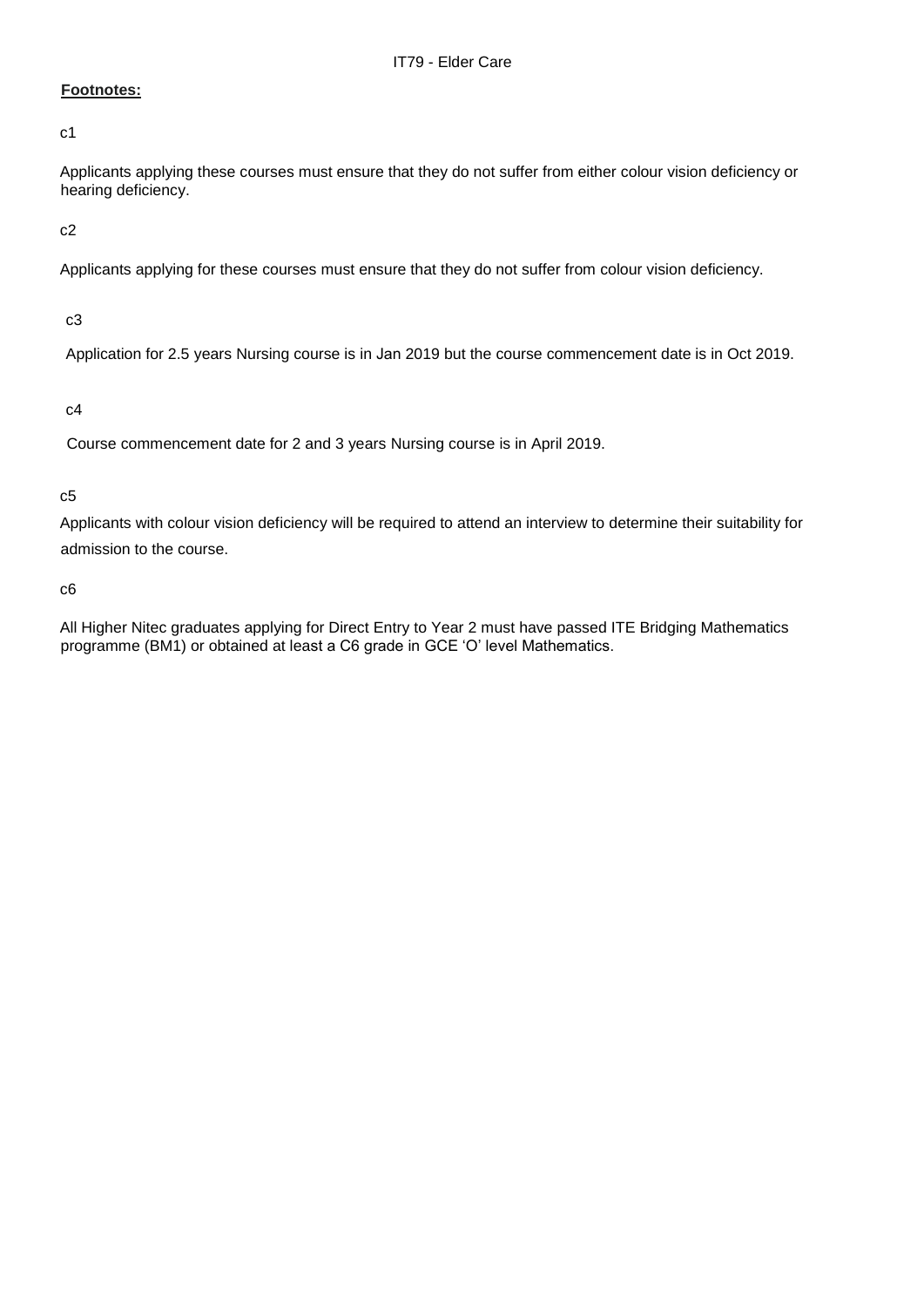**Footnotes:**

c1

Applicants applying these courses must ensure that they do not suffer from either colour vision deficiency or hearing deficiency.

c2

Applicants applying for these courses must ensure that they do not suffer from colour vision deficiency.

c3

Application for 2.5 years Nursing course is in Jan 2019 but the course commencement date is in Oct 2019.

c4

Course commencement date for 2 and 3 years Nursing course is in April 2019.

c5

Applicants with colour vision deficiency will be required to attend an interview to determine their suitability for admission to the course.

c6

All Higher Nitec graduates applying for Direct Entry to Year 2 must have passed ITE Bridging Mathematics programme (BM1) or obtained at least a C6 grade in GCE 'O' level Mathematics.